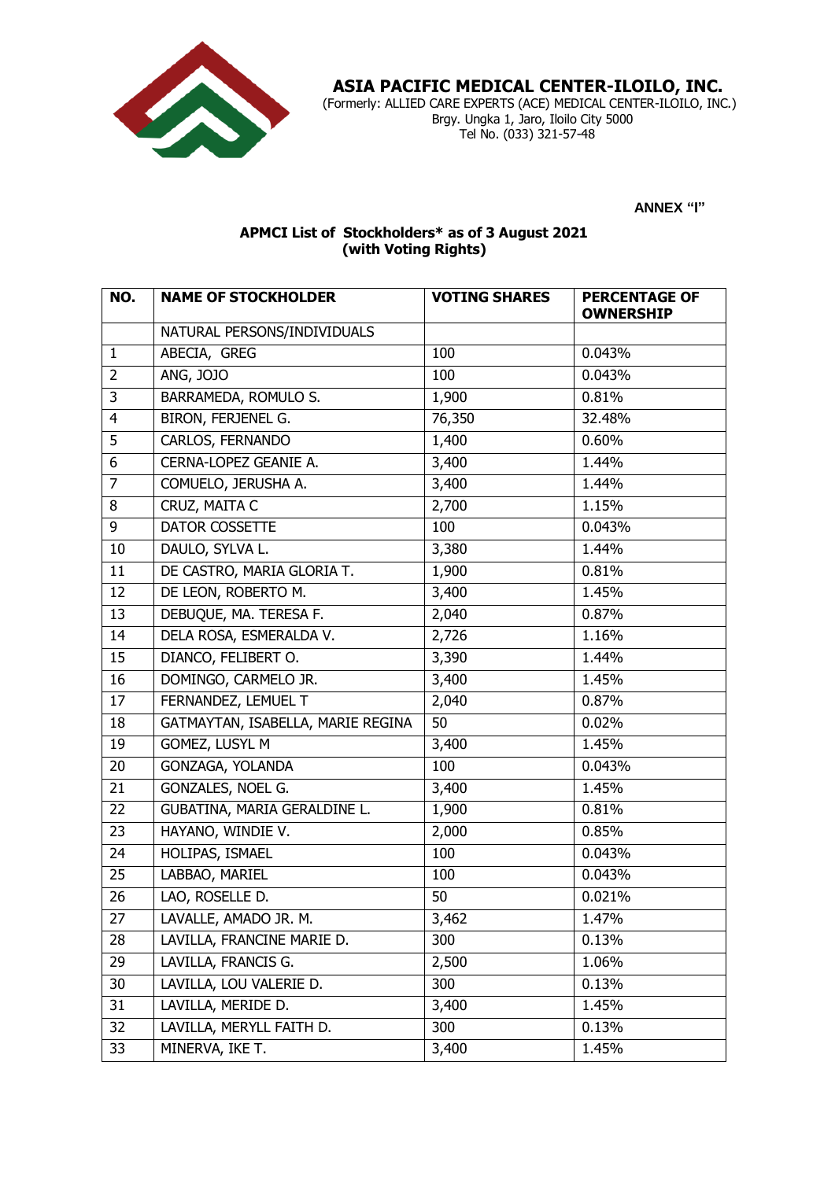# ASIA PACIFIC MEDICAL CENTER-ILOILO, INC.

(Formerly: ALLIED CARE EXPERTS (ACE) MEDICAL CENTER-ILOILO, INC.)
Brgy. Ungka 1, Jaro, Iloilo City 5000
Tel No. (033) 321-57-48

**ANNEX "I"**

**APMCI List of Stockholders* as of 3 August 2021**
**(with Voting Rights)**

| NO. | NAME OF STOCKHOLDER | VOTING SHARES | PERCENTAGE OF OWNERSHIP |
|---|---|---|---|
| | NATURAL PERSONS/INDIVIDUALS | | |
| 1 | ABECIA, GREG | 100 | 0.043% |
| 2 | ANG, JOJO | 100 | 0.043% |
| 3 | BARRAMEDA, ROMULO S. | 1,900 | 0.81% |
| 4 | BIRON, FERJENEL G. | 76,350 | 32.48% |
| 5 | CARLOS, FERNANDO | 1,400 | 0.60% |
| 6 | CERNA-LOPEZ GEANIE A. | 3,400 | 1.44% |
| 7 | COMUELO, JERUSHA A. | 3,400 | 1.44% |
| 8 | CRUZ, MAITA C | 2,700 | 1.15% |
| 9 | DATOR COSSETTE | 100 | 0.043% |
| 10 | DAULO, SYLVA L. | 3,380 | 1.44% |
| 11 | DE CASTRO, MARIA GLORIA T. | 1,900 | 0.81% |
| 12 | DE LEON, ROBERTO M. | 3,400 | 1.45% |
| 13 | DEBUQUE, MA. TERESA F. | 2,040 | 0.87% |
| 14 | DELA ROSA, ESMERALDA V. | 2,726 | 1.16% |
| 15 | DIANCO, FELIBERT O. | 3,390 | 1.44% |
| 16 | DOMINGO, CARMELO JR. | 3,400 | 1.45% |
| 17 | FERNANDEZ, LEMUEL T | 2,040 | 0.87% |
| 18 | GATMAYTAN, ISABELLA, MARIE REGINA | 50 | 0.02% |
| 19 | GOMEZ, LUSYL M | 3,400 | 1.45% |
| 20 | GONZAGA, YOLANDA | 100 | 0.043% |
| 21 | GONZALES, NOEL G. | 3,400 | 1.45% |
| 22 | GUBATINA, MARIA GERALDINE L. | 1,900 | 0.81% |
| 23 | HAYANO, WINDIE V. | 2,000 | 0.85% |
| 24 | HOLIPAS, ISMAEL | 100 | 0.043% |
| 25 | LABBAO, MARIEL | 100 | 0.043% |
| 26 | LAO, ROSELLE D. | 50 | 0.021% |
| 27 | LAVALLE, AMADO JR. M. | 3,462 | 1.47% |
| 28 | LAVILLA, FRANCINE MARIE D. | 300 | 0.13% |
| 29 | LAVILLA, FRANCIS G. | 2,500 | 1.06% |
| 30 | LAVILLA, LOU VALERIE D. | 300 | 0.13% |
| 31 | LAVILLA, MERIDE D. | 3,400 | 1.45% |
| 32 | LAVILLA, MERYLL FAITH D. | 300 | 0.13% |
| 33 | MINERVA, IKE T. | 3,400 | 1.45% |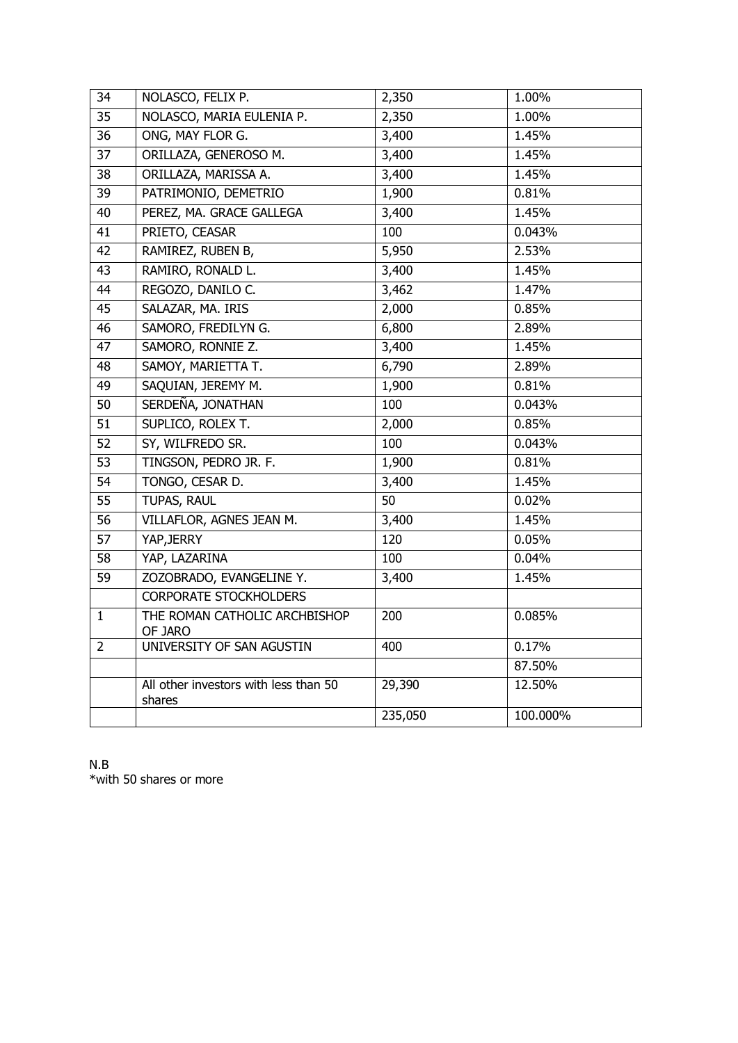| | | | |
|---|---|---|---|
| 34 | NOLASCO, FELIX P. | 2,350 | 1.00% |
| 35 | NOLASCO, MARIA EULENIA P. | 2,350 | 1.00% |
| 36 | ONG, MAY FLOR G. | 3,400 | 1.45% |
| 37 | ORILLAZA, GENEROSO M. | 3,400 | 1.45% |
| 38 | ORILLAZA, MARISSA A. | 3,400 | 1.45% |
| 39 | PATRIMONIO, DEMETRIO | 1,900 | 0.81% |
| 40 | PEREZ, MA. GRACE GALLEGA | 3,400 | 1.45% |
| 41 | PRIETO, CEASAR | 100 | 0.043% |
| 42 | RAMIREZ, RUBEN B, | 5,950 | 2.53% |
| 43 | RAMIRO, RONALD L. | 3,400 | 1.45% |
| 44 | REGOZO, DANILO C. | 3,462 | 1.47% |
| 45 | SALAZAR, MA. IRIS | 2,000 | 0.85% |
| 46 | SAMORO, FREDILYN G. | 6,800 | 2.89% |
| 47 | SAMORO, RONNIE Z. | 3,400 | 1.45% |
| 48 | SAMOY, MARIETTA T. | 6,790 | 2.89% |
| 49 | SAQUIAN, JEREMY M. | 1,900 | 0.81% |
| 50 | SERDEÑA, JONATHAN | 100 | 0.043% |
| 51 | SUPLICO, ROLEX T. | 2,000 | 0.85% |
| 52 | SY, WILFREDO SR. | 100 | 0.043% |
| 53 | TINGSON, PEDRO JR. F. | 1,900 | 0.81% |
| 54 | TONGO, CESAR D. | 3,400 | 1.45% |
| 55 | TUPAS, RAUL | 50 | 0.02% |
| 56 | VILLAFLOR, AGNES JEAN M. | 3,400 | 1.45% |
| 57 | YAP,JERRY | 120 | 0.05% |
| 58 | YAP, LAZARINA | 100 | 0.04% |
| 59 | ZOZOBRADO, EVANGELINE Y. | 3,400 | 1.45% |
| | CORPORATE STOCKHOLDERS | | |
| 1 | THE ROMAN CATHOLIC ARCHBISHOP OF JARO | 200 | 0.085% |
| 2 | UNIVERSITY OF SAN AGUSTIN | 400 | 0.17% |
| | | | 87.50% |
| | All other investors with less than 50 shares | 29,390 | 12.50% |
| | | 235,050 | 100.000% |

N.B
*with 50 shares or more